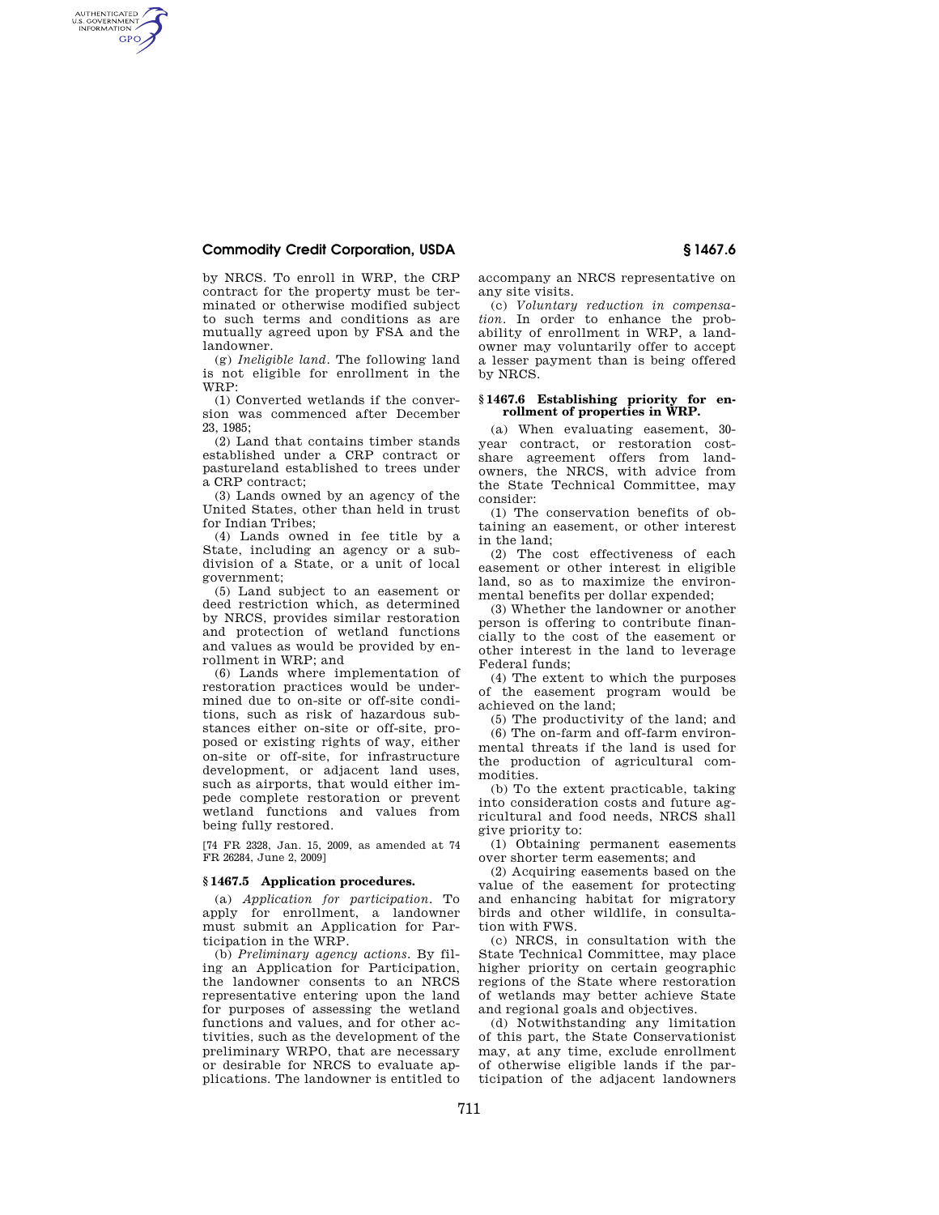by NRCS. To enroll in WRP, the CRP contract for the property must be terminated or otherwise modified subject to such terms and conditions as are mutually agreed upon by FSA and the landowner.

(g) *Ineligible land.* The following land is not eligible for enrollment in the WRP:

(1) Converted wetlands if the conversion was commenced after December 23, 1985;

(2) Land that contains timber stands established under a CRP contract or pastureland established to trees under a CRP contract;

(3) Lands owned by an agency of the United States, other than held in trust for Indian Tribes;

(4) Lands owned in fee title by a State, including an agency or a subdivision of a State, or a unit of local government;

(5) Land subject to an easement or deed restriction which, as determined by NRCS, provides similar restoration and protection of wetland functions and values as would be provided by enrollment in WRP; and

(6) Lands where implementation of restoration practices would be undermined due to on-site or off-site conditions, such as risk of hazardous substances either on-site or off-site, proposed or existing rights of way, either on-site or off-site, for infrastructure development, or adjacent land uses, such as airports, that would either impede complete restoration or prevent wetland functions and values from being fully restored.

[74 FR 2328, Jan. 15, 2009, as amended at 74 FR 26284, June 2, 2009]

## § 1467.5 Application procedures.

(a) *Application for participation.* To apply for enrollment, a landowner must submit an Application for Participation in the WRP.

(b) *Preliminary agency actions.* By filing an Application for Participation, the landowner consents to an NRCS representative entering upon the land for purposes of assessing the wetland functions and values, and for other activities, such as the development of the preliminary WRPO, that are necessary or desirable for NRCS to evaluate applications. The landowner is entitled to accompany an NRCS representative on any site visits.

(c) *Voluntary reduction in compensation.* In order to enhance the probability of enrollment in WRP, a landowner may voluntarily offer to accept a lesser payment than is being offered by NRCS.

## § 1467.6 Establishing priority for enrollment of properties in WRP.

(a) When evaluating easement, 30-year contract, or restoration cost-share agreement offers from landowners, the NRCS, with advice from the State Technical Committee, may consider:

(1) The conservation benefits of obtaining an easement, or other interest in the land;

(2) The cost effectiveness of each easement or other interest in eligible land, so as to maximize the environmental benefits per dollar expended;

(3) Whether the landowner or another person is offering to contribute financially to the cost of the easement or other interest in the land to leverage Federal funds;

(4) The extent to which the purposes of the easement program would be achieved on the land;

(5) The productivity of the land; and

(6) The on-farm and off-farm environmental threats if the land is used for the production of agricultural commodities.

(b) To the extent practicable, taking into consideration costs and future agricultural and food needs, NRCS shall give priority to:

(1) Obtaining permanent easements over shorter term easements; and

(2) Acquiring easements based on the value of the easement for protecting and enhancing habitat for migratory birds and other wildlife, in consultation with FWS.

(c) NRCS, in consultation with the State Technical Committee, may place higher priority on certain geographic regions of the State where restoration of wetlands may better achieve State and regional goals and objectives.

(d) Notwithstanding any limitation of this part, the State Conservationist may, at any time, exclude enrollment of otherwise eligible lands if the participation of the adjacent landowners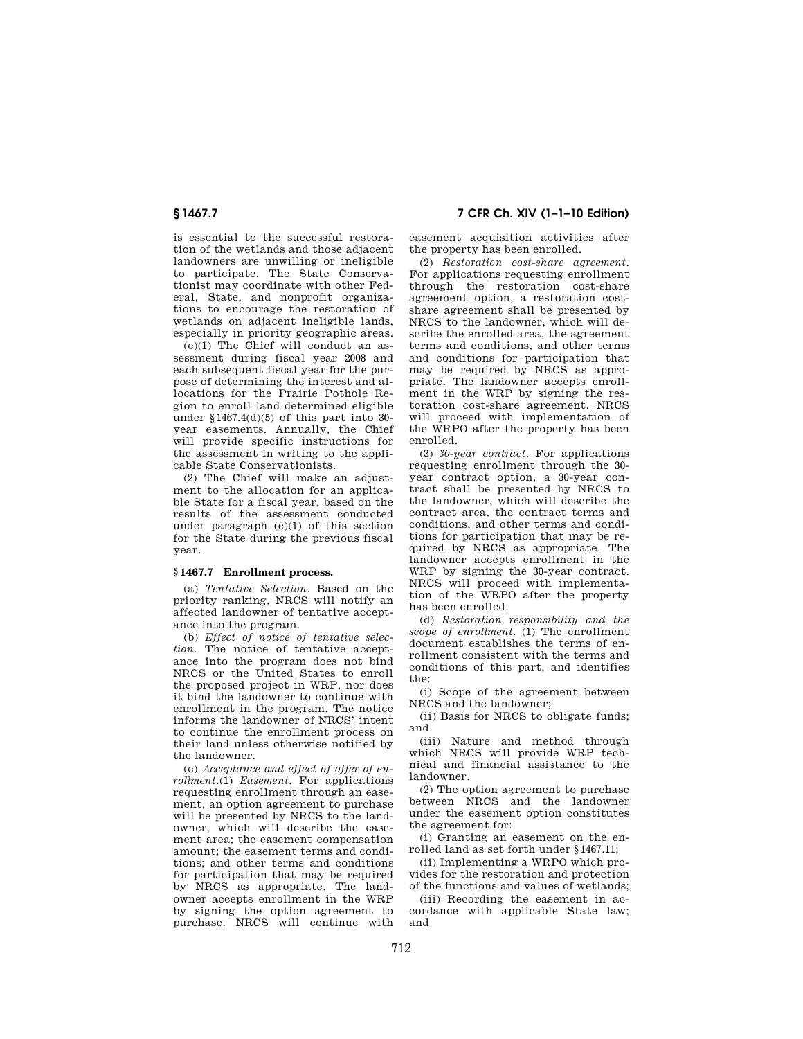is essential to the successful restoration of the wetlands and those adjacent landowners are unwilling or ineligible to participate. The State Conservationist may coordinate with other Federal, State, and nonprofit organizations to encourage the restoration of wetlands on adjacent ineligible lands, especially in priority geographic areas.

(e)(1) The Chief will conduct an assessment during fiscal year 2008 and each subsequent fiscal year for the purpose of determining the interest and allocations for the Prairie Pothole Region to enroll land determined eligible under §1467.4(d)(5) of this part into 30-year easements. Annually, the Chief will provide specific instructions for the assessment in writing to the applicable State Conservationists.

(2) The Chief will make an adjustment to the allocation for an applicable State for a fiscal year, based on the results of the assessment conducted under paragraph (e)(1) of this section for the State during the previous fiscal year.

## § 1467.7 Enrollment process.

(a) *Tentative Selection.* Based on the priority ranking, NRCS will notify an affected landowner of tentative acceptance into the program.

(b) *Effect of notice of tentative selection.* The notice of tentative acceptance into the program does not bind NRCS or the United States to enroll the proposed project in WRP, nor does it bind the landowner to continue with enrollment in the program. The notice informs the landowner of NRCS' intent to continue the enrollment process on their land unless otherwise notified by the landowner.

(c) *Acceptance and effect of offer of enrollment.*(1) *Easement.* For applications requesting enrollment through an easement, an option agreement to purchase will be presented by NRCS to the landowner, which will describe the easement area; the easement compensation amount; the easement terms and conditions; and other terms and conditions for participation that may be required by NRCS as appropriate. The landowner accepts enrollment in the WRP by signing the option agreement to purchase. NRCS will continue with easement acquisition activities after the property has been enrolled.

(2) *Restoration cost-share agreement.* For applications requesting enrollment through the restoration cost-share agreement option, a restoration cost-share agreement shall be presented by NRCS to the landowner, which will describe the enrolled area, the agreement terms and conditions, and other terms and conditions for participation that may be required by NRCS as appropriate. The landowner accepts enrollment in the WRP by signing the restoration cost-share agreement. NRCS will proceed with implementation of the WRPO after the property has been enrolled.

(3) *30-year contract.* For applications requesting enrollment through the 30-year contract option, a 30-year contract shall be presented by NRCS to the landowner, which will describe the contract area, the contract terms and conditions, and other terms and conditions for participation that may be required by NRCS as appropriate. The landowner accepts enrollment in the WRP by signing the 30-year contract. NRCS will proceed with implementation of the WRPO after the property has been enrolled.

(d) *Restoration responsibility and the scope of enrollment.* (1) The enrollment document establishes the terms of enrollment consistent with the terms and conditions of this part, and identifies the:

(i) Scope of the agreement between NRCS and the landowner;

(ii) Basis for NRCS to obligate funds; and

(iii) Nature and method through which NRCS will provide WRP technical and financial assistance to the landowner.

(2) The option agreement to purchase between NRCS and the landowner under the easement option constitutes the agreement for:

(i) Granting an easement on the enrolled land as set forth under §1467.11;

(ii) Implementing a WRPO which provides for the restoration and protection of the functions and values of wetlands;

(iii) Recording the easement in accordance with applicable State law; and